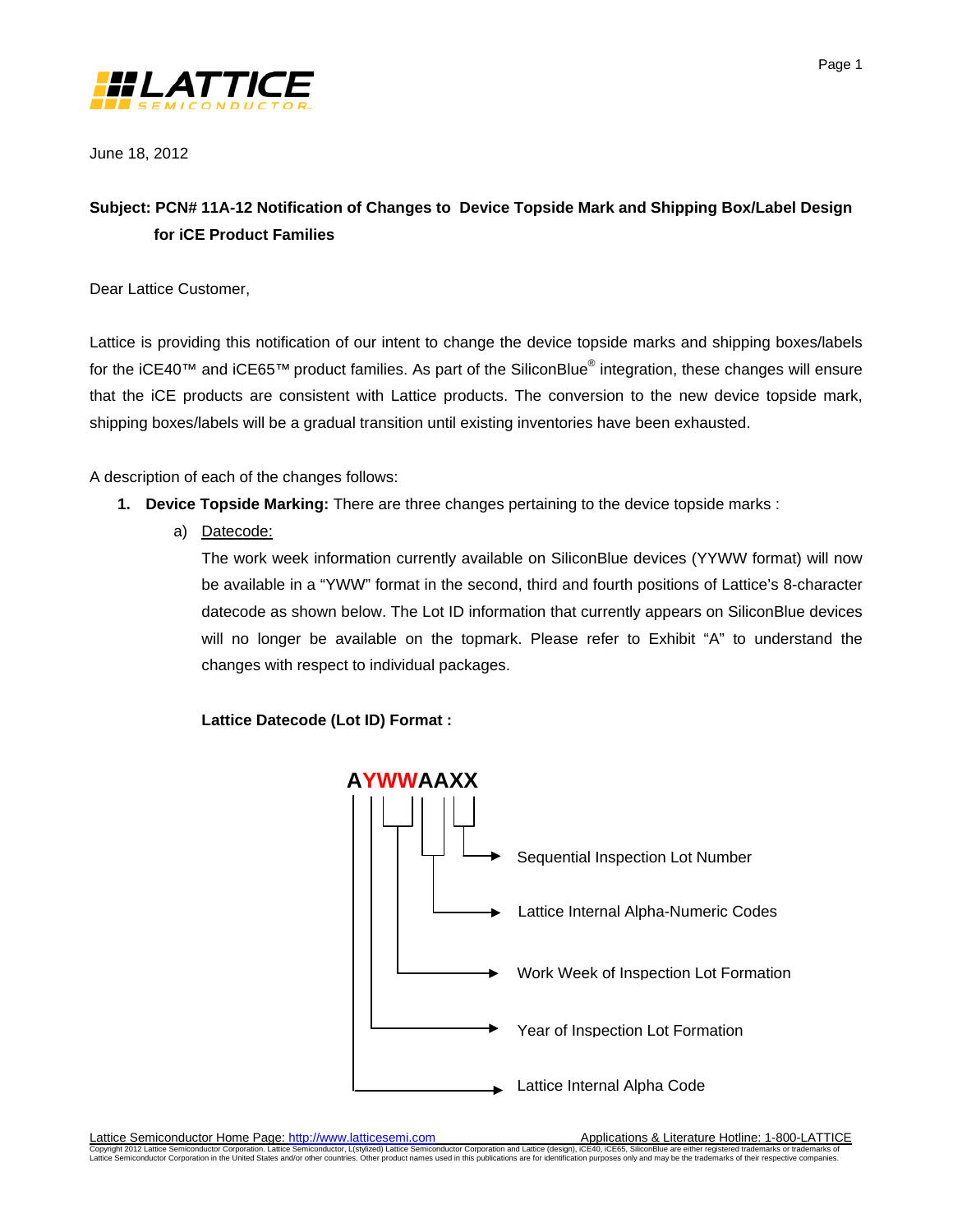June 18, 2012

**Subject: PCN# 11A-12 Notification of Changes to Device Topside Mark and Shipping Box/Label Design for iCE Product Families**

Dear Lattice Customer,

Lattice is providing this notification of our intent to change the device topside marks and shipping boxes/labels for the iCE40™ and iCE65™ product families. As part of the SiliconBlue® integration, these changes will ensure that the iCE products are consistent with Lattice products. The conversion to the new device topside mark, shipping boxes/labels will be a gradual transition until existing inventories have been exhausted.

A description of each of the changes follows:

1. **Device Topside Marking:** There are three changes pertaining to the device topside marks :
   a) Datecode:
   
      The work week information currently available on SiliconBlue devices (YYWW format) will now be available in a "YWW" format in the second, third and fourth positions of Lattice's 8-character datecode as shown below. The Lot ID information that currently appears on SiliconBlue devices will no longer be available on the topmark. Please refer to Exhibit "A" to understand the changes with respect to individual packages.

      **Lattice Datecode (Lot ID) Format :**

      **AYWWAAXX**

      - A – Lattice Internal Alpha Code
      - Y – Year of Inspection Lot Formation
      - WW – Work Week of Inspection Lot Formation
      - AA – Lattice Internal Alpha-Numeric Codes
      - XX – Sequential Inspection Lot Number

Lattice Semiconductor Home Page: http://www.latticesemi.com Applications & Literature Hotline: 1-800-LATTICE

Copyright 2012 Lattice Semiconductor Corporation. Lattice Semiconductor, L(stylized) Lattice Semiconductor Corporation and Lattice (design), iCE40, iCE65, SiliconBlue are either registered trademarks or trademarks of Lattice Semiconductor Corporation in the United States and/or other countries. Other product names used in this publications are for identification purposes only and may be the trademarks of their respective companies.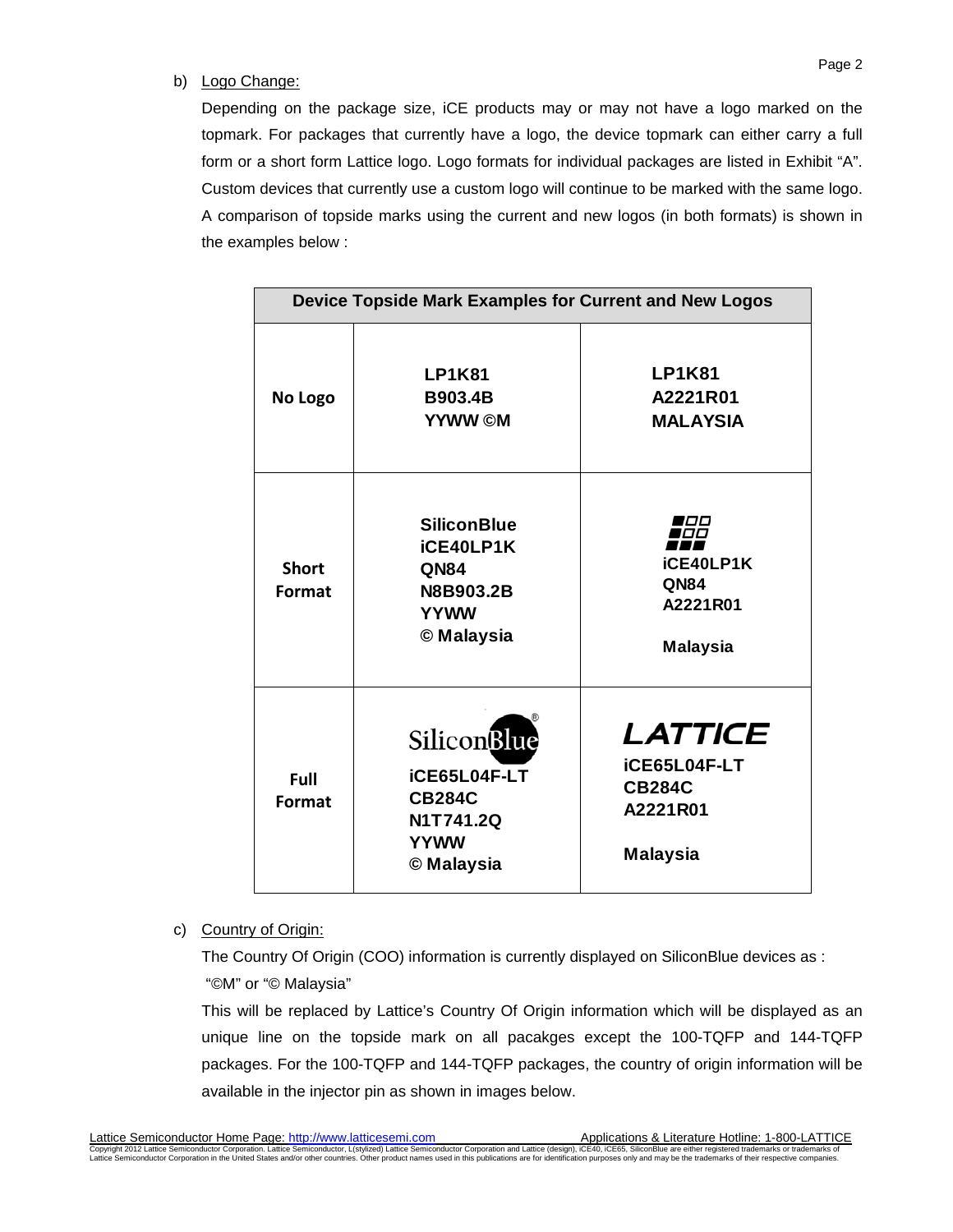b) Logo Change:

Depending on the package size, iCE products may or may not have a logo marked on the topmark. For packages that currently have a logo, the device topmark can either carry a full form or a short form Lattice logo. Logo formats for individual packages are listed in Exhibit "A". Custom devices that currently use a custom logo will continue to be marked with the same logo. A comparison of topside marks using the current and new logos (in both formats) is shown in the examples below :

| Device Topside Mark Examples for Current and New Logos | | |
|---|---|---|
| **No Logo** | **LP1K81**<br>**B903.4B**<br>**YYWW ©M** | **LP1K81**<br>**A2221R01**<br>**MALAYSIA** |
| **Short Format** | **SiliconBlue**<br>**iCE40LP1K**<br>**QN84**<br>**N8B903.2B**<br>**YYWW**<br>**© Malaysia** | **iCE40LP1K**<br>**QN84**<br>**A2221R01**<br><br>**Malaysia** |
| **Full Format** | SiliconBlue®<br>**iCE65L04F-LT**<br>**CB284C**<br>**N1T741.2Q**<br>**YYWW**<br>**© Malaysia** | ***LATTICE***<br>**iCE65L04F-LT**<br>**CB284C**<br>**A2221R01**<br><br>**Malaysia** |

c) Country of Origin:

The Country Of Origin (COO) information is currently displayed on SiliconBlue devices as :
"©M" or "© Malaysia"

This will be replaced by Lattice's Country Of Origin information which will be displayed as an unique line on the topside mark on all pacakges except the 100-TQFP and 144-TQFP packages. For the 100-TQFP and 144-TQFP packages, the country of origin information will be available in the injector pin as shown in images below.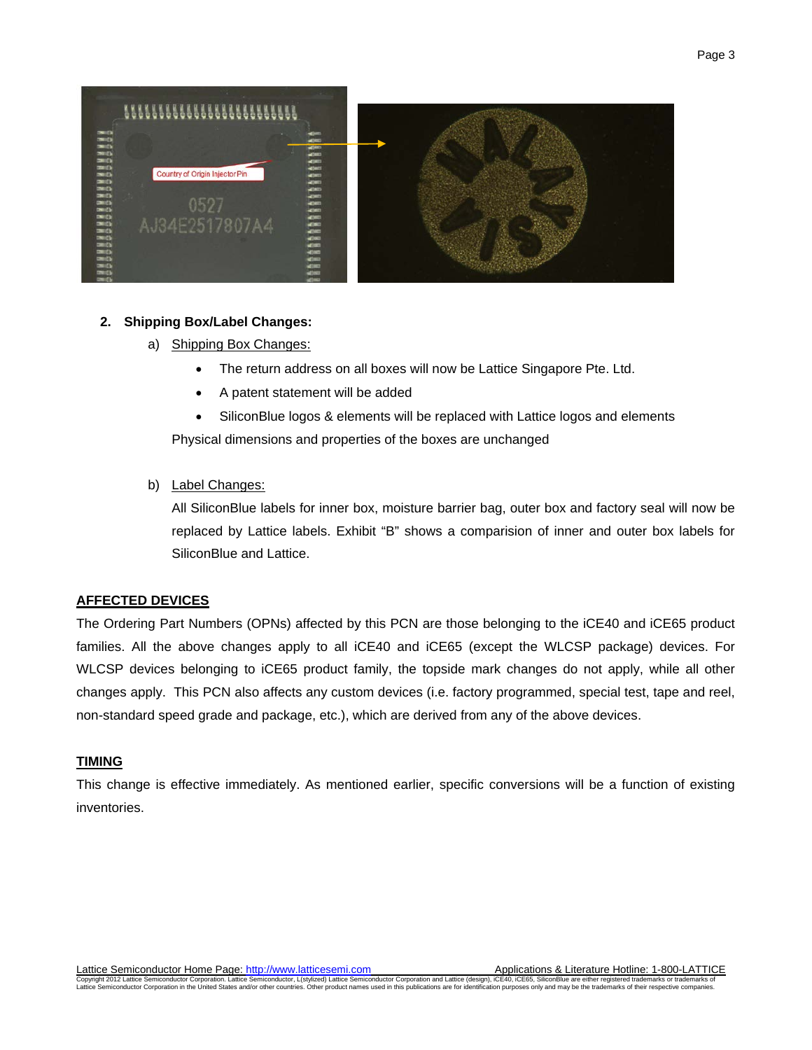2. **Shipping Box/Label Changes:**

   a) Shipping Box Changes:

   - The return address on all boxes will now be Lattice Singapore Pte. Ltd.
   - A patent statement will be added
   - SiliconBlue logos & elements will be replaced with Lattice logos and elements

   Physical dimensions and properties of the boxes are unchanged

   b) Label Changes:

   All SiliconBlue labels for inner box, moisture barrier bag, outer box and factory seal will now be replaced by Lattice labels. Exhibit "B" shows a comparision of inner and outer box labels for SiliconBlue and Lattice.

## AFFECTED DEVICES

The Ordering Part Numbers (OPNs) affected by this PCN are those belonging to the iCE40 and iCE65 product families. All the above changes apply to all iCE40 and iCE65 (except the WLCSP package) devices. For WLCSP devices belonging to iCE65 product family, the topside mark changes do not apply, while all other changes apply. This PCN also affects any custom devices (i.e. factory programmed, special test, tape and reel, non-standard speed grade and package, etc.), which are derived from any of the above devices.

## TIMING

This change is effective immediately. As mentioned earlier, specific conversions will be a function of existing inventories.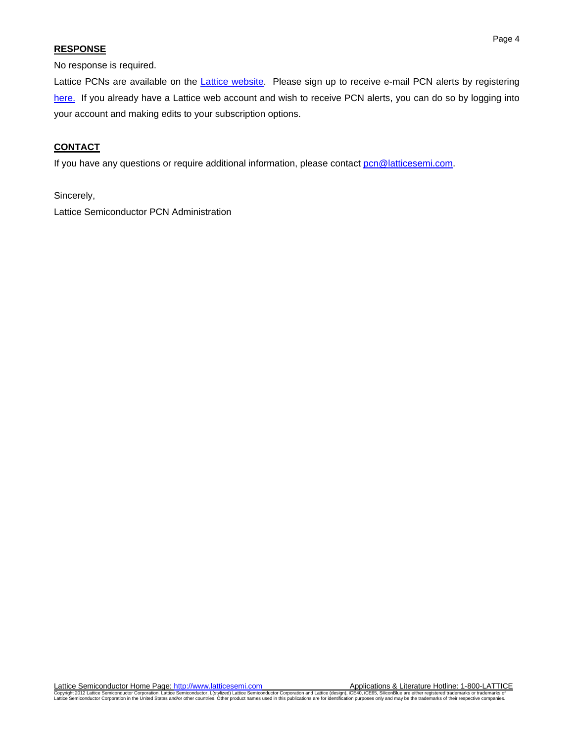## RESPONSE

No response is required.

Lattice PCNs are available on the Lattice website. Please sign up to receive e-mail PCN alerts by registering here. If you already have a Lattice web account and wish to receive PCN alerts, you can do so by logging into your account and making edits to your subscription options.

## CONTACT

If you have any questions or require additional information, please contact pcn@latticesemi.com.

Sincerely,

Lattice Semiconductor PCN Administration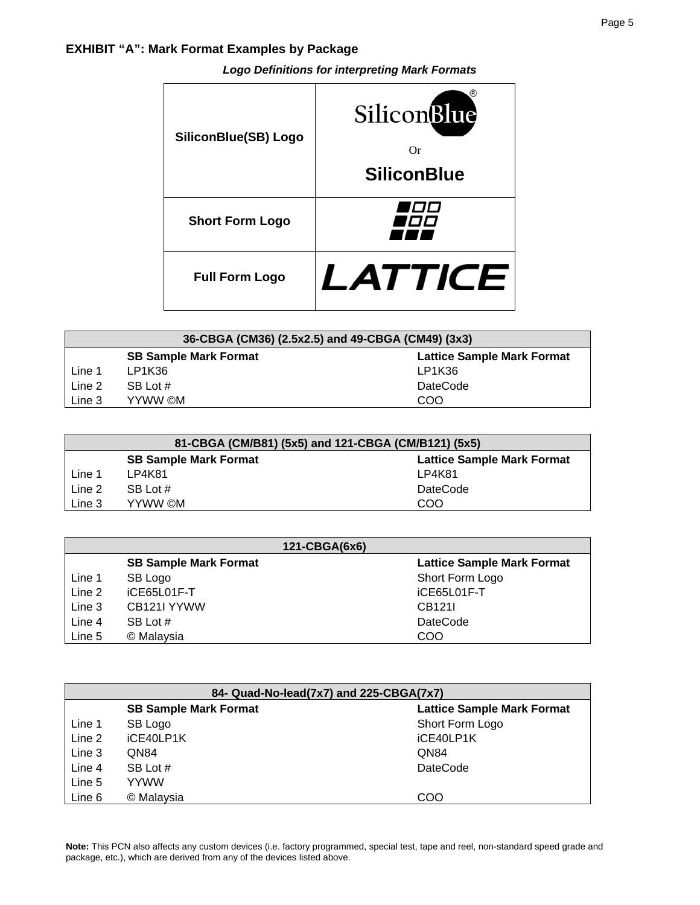## EXHIBIT "A": Mark Format Examples by Package

***Logo Definitions for interpreting Mark Formats***

| | |
|---|---|
| **SiliconBlue(SB) Logo** | SiliconBlue® Or **SiliconBlue** |
| **Short Form Logo** | |
| **Full Form Logo** | LATTICE |

| **36-CBGA (CM36) (2.5x2.5) and 49-CBGA (CM49) (3x3)** | | |
|---|---|---|
| | **SB Sample Mark Format** | **Lattice Sample Mark Format** |
| Line 1 | LP1K36 | LP1K36 |
| Line 2 | SB Lot # | DateCode |
| Line 3 | YYWW ©M | COO |

| **81-CBGA (CM/B81) (5x5) and 121-CBGA (CM/B121) (5x5)** | | |
|---|---|---|
| | **SB Sample Mark Format** | **Lattice Sample Mark Format** |
| Line 1 | LP4K81 | LP4K81 |
| Line 2 | SB Lot # | DateCode |
| Line 3 | YYWW ©M | COO |

| **121-CBGA(6x6)** | | |
|---|---|---|
| | **SB Sample Mark Format** | **Lattice Sample Mark Format** |
| Line 1 | SB Logo | Short Form Logo |
| Line 2 | iCE65L01F-T | iCE65L01F-T |
| Line 3 | CB121I YYWW | CB121I |
| Line 4 | SB Lot # | DateCode |
| Line 5 | © Malaysia | COO |

| **84- Quad-No-lead(7x7) and 225-CBGA(7x7)** | | |
|---|---|---|
| | **SB Sample Mark Format** | **Lattice Sample Mark Format** |
| Line 1 | SB Logo | Short Form Logo |
| Line 2 | iCE40LP1K | iCE40LP1K |
| Line 3 | QN84 | QN84 |
| Line 4 | SB Lot # | DateCode |
| Line 5 | YYWW | |
| Line 6 | © Malaysia | COO |

**Note:** This PCN also affects any custom devices (i.e. factory programmed, special test, tape and reel, non-standard speed grade and package, etc.), which are derived from any of the devices listed above.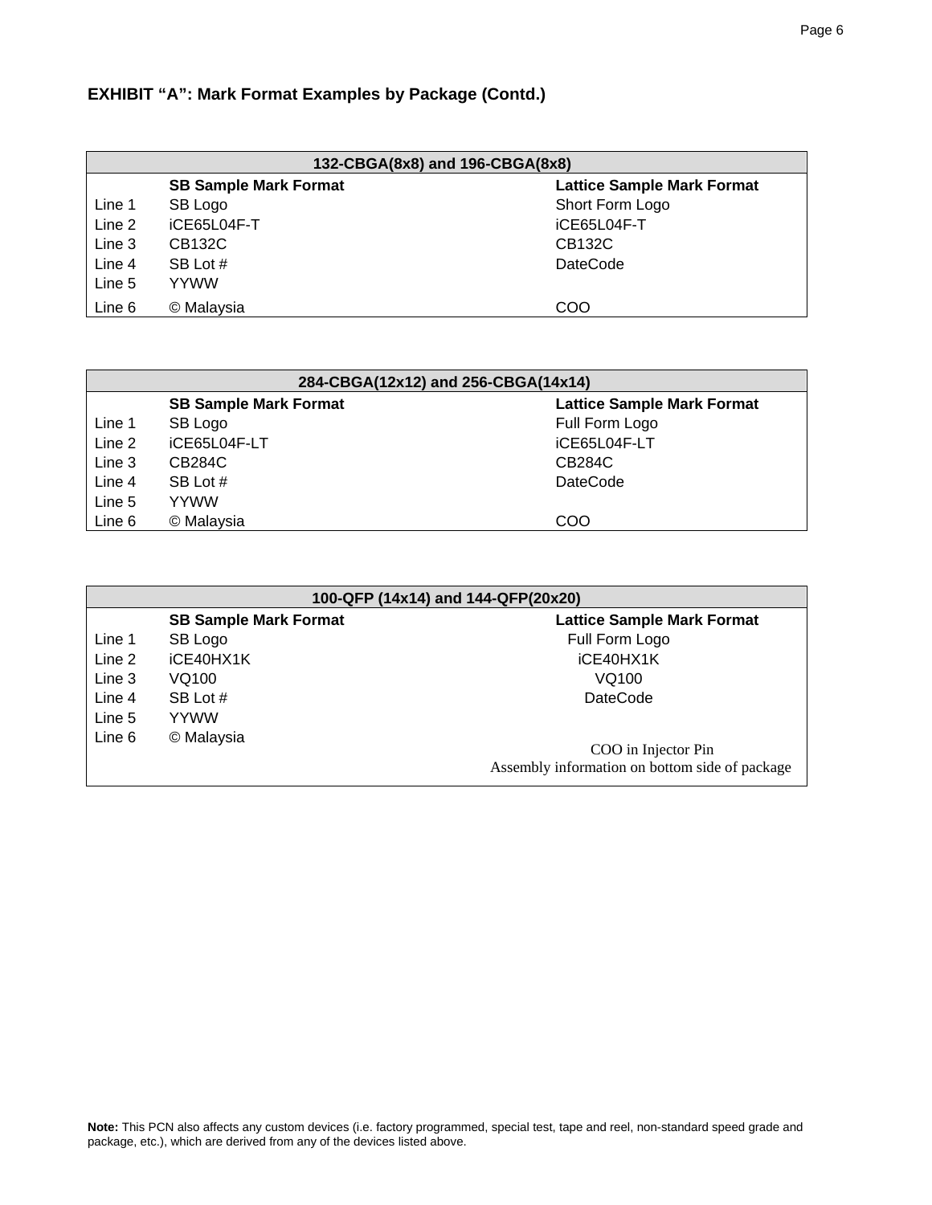**EXHIBIT "A": Mark Format Examples by Package (Contd.)**

| 132-CBGA(8x8) and 196-CBGA(8x8) | | |
|---|---|---|
| | **SB Sample Mark Format** | **Lattice Sample Mark Format** |
| Line 1 | SB Logo | Short Form Logo |
| Line 2 | iCE65L04F-T | iCE65L04F-T |
| Line 3 | CB132C | CB132C |
| Line 4 | SB Lot # | DateCode |
| Line 5 | YYWW | |
| Line 6 | © Malaysia | COO |

| 284-CBGA(12x12) and 256-CBGA(14x14) | | |
|---|---|---|
| | **SB Sample Mark Format** | **Lattice Sample Mark Format** |
| Line 1 | SB Logo | Full Form Logo |
| Line 2 | iCE65L04F-LT | iCE65L04F-LT |
| Line 3 | CB284C | CB284C |
| Line 4 | SB Lot # | DateCode |
| Line 5 | YYWW | |
| Line 6 | © Malaysia | COO |

| 100-QFP (14x14) and 144-QFP(20x20) | | |
|---|---|---|
| | **SB Sample Mark Format** | **Lattice Sample Mark Format** |
| Line 1 | SB Logo | Full Form Logo |
| Line 2 | iCE40HX1K | iCE40HX1K |
| Line 3 | VQ100 | VQ100 |
| Line 4 | SB Lot # | DateCode |
| Line 5 | YYWW | |
| Line 6 | © Malaysia | COO in Injector Pin<br>Assembly information on bottom side of package |

**Note:** This PCN also affects any custom devices (i.e. factory programmed, special test, tape and reel, non-standard speed grade and package, etc.), which are derived from any of the devices listed above.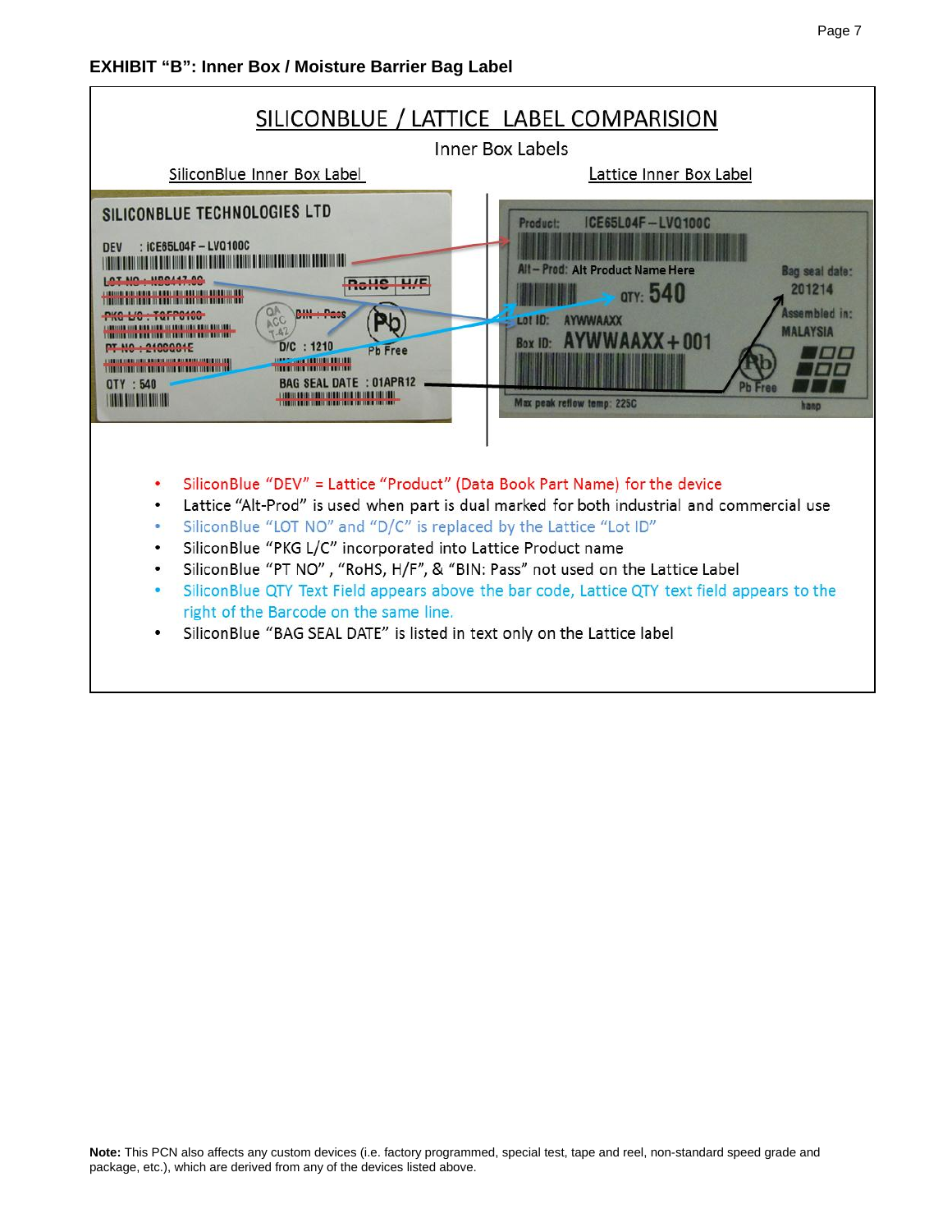**EXHIBIT "B": Inner Box / Moisture Barrier Bag Label**

## SILICONBLUE / LATTICE LABEL COMPARISION

Inner Box Labels

SiliconBlue Inner Box Label

SILICONBLUE TECHNOLOGIES LTD

DEV : iCE65L04F – LVQ100C

~~LOT NO : H28447.00~~

~~RoHS H/F~~

~~PKG L/C : TQFP0100~~

~~BIN : Pass~~

QA ACC T-42

Pb Free

~~PT NO : 2108Q01E~~

D/C : 1210

QTY : 540

BAG SEAL DATE : 01APR12

Lattice Inner Box Label

Product: ICE65L04F – LVQ100C

Alt – Prod: Alt Product Name Here

Bag seal date: 201214

QTY: 540

Lot ID: AYWWAAXX

Assembled in: MALAYSIA

Box ID: AYWWAAXX + 001

Pb Free

Max peak reflow temp: 225C

hanp

- SiliconBlue "DEV" = Lattice "Product" (Data Book Part Name) for the device
- Lattice "Alt-Prod" is used when part is dual marked for both industrial and commercial use
- SiliconBlue "LOT NO" and "D/C" is replaced by the Lattice "Lot ID"
- SiliconBlue "PKG L/C" incorporated into Lattice Product name
- SiliconBlue "PT NO" , "RoHS, H/F", & "BIN: Pass" not used on the Lattice Label
- SiliconBlue QTY Text Field appears above the bar code, Lattice QTY text field appears to the right of the Barcode on the same line.
- SiliconBlue "BAG SEAL DATE" is listed in text only on the Lattice label

**Note:** This PCN also affects any custom devices (i.e. factory programmed, special test, tape and reel, non-standard speed grade and package, etc.), which are derived from any of the devices listed above.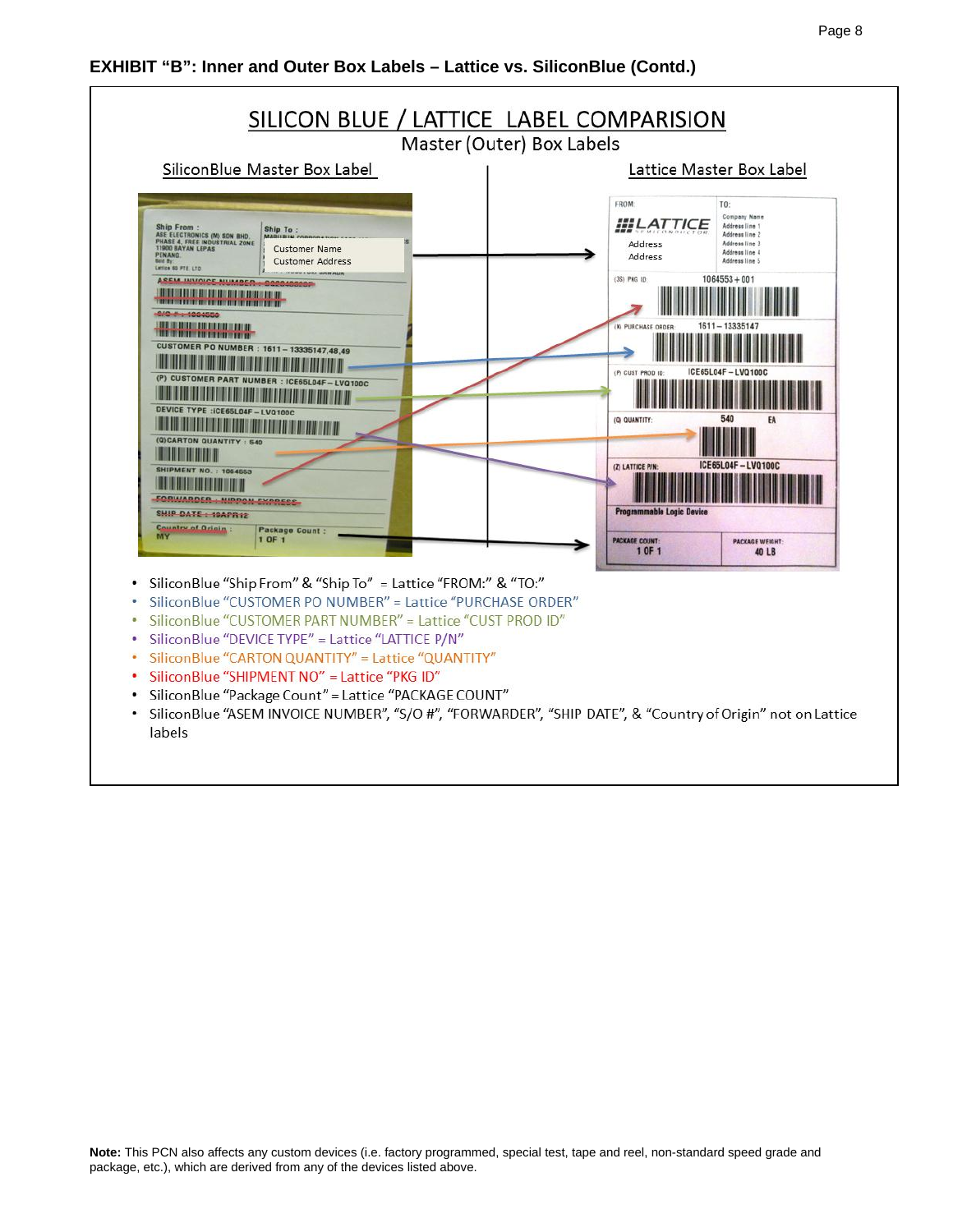**EXHIBIT "B": Inner and Outer Box Labels – Lattice vs. SiliconBlue (Contd.)**

SILICON BLUE / LATTICE LABEL COMPARISION

Master (Outer) Box Labels

SiliconBlue Master Box Label

Ship From :
ASE ELECTRONICS (M) SDN BHD.
PHASE 4, FREE INDUSTRIAL ZONE
11900 BAYAN LEPAS
PENANG.
Sold By:
Lattice SG PTE. LTD.

Ship To :
Customer Name
Customer Address

ASEM INVOICE NUMBER :

S/O # : 1084559

CUSTOMER PO NUMBER : 1611 – 13335147,48,49

(P) CUSTOMER PART NUMBER : ICE65L04F – LVQ100C

DEVICE TYPE :ICE65L04F – LVQ100C

(Q)CARTON QUANTITY : 540

SHIPMENT NO. : 1064553

FORWARDER : NIPPON EXPRESS

SHIP DATE : 19APR12

Country of Origin : MY

Package Count : 1 OF 1

Lattice Master Box Label

FROM:
LATTICE SEMICONDUCTOR
Address
Address

TO:
Company Name
Address line 1
Address line 2
Address line 3
Address line 4
Address line 5

(3S) PKG ID: 1064553 + 001

(K) PURCHASE ORDER: 1611 – 13335147

(P) CUST PROD ID: ICE65L04F – LVQ100C

(Q) QUANTITY: 540 EA

(Z) LATTICE P/N: ICE65L04F – LVQ100C

Programmable Logic Device

PACKAGE COUNT: 1 OF 1

PACKAGE WEIGHT: 40 LB

- SiliconBlue "Ship From" & "Ship To" = Lattice "FROM:" & "TO:"
- SiliconBlue "CUSTOMER PO NUMBER" = Lattice "PURCHASE ORDER"
- SiliconBlue "CUSTOMER PART NUMBER" = Lattice "CUST PROD ID"
- SiliconBlue "DEVICE TYPE" = Lattice "LATTICE P/N"
- SiliconBlue "CARTON QUANTITY" = Lattice "QUANTITY"
- SiliconBlue "SHIPMENT NO" = Lattice "PKG ID"
- SiliconBlue "Package Count" = Lattice "PACKAGE COUNT"
- SiliconBlue "ASEM INVOICE NUMBER", "S/O #", "FORWARDER", "SHIP DATE", & "Country of Origin" not on Lattice labels

**Note:** This PCN also affects any custom devices (i.e. factory programmed, special test, tape and reel, non-standard speed grade and package, etc.), which are derived from any of the devices listed above.